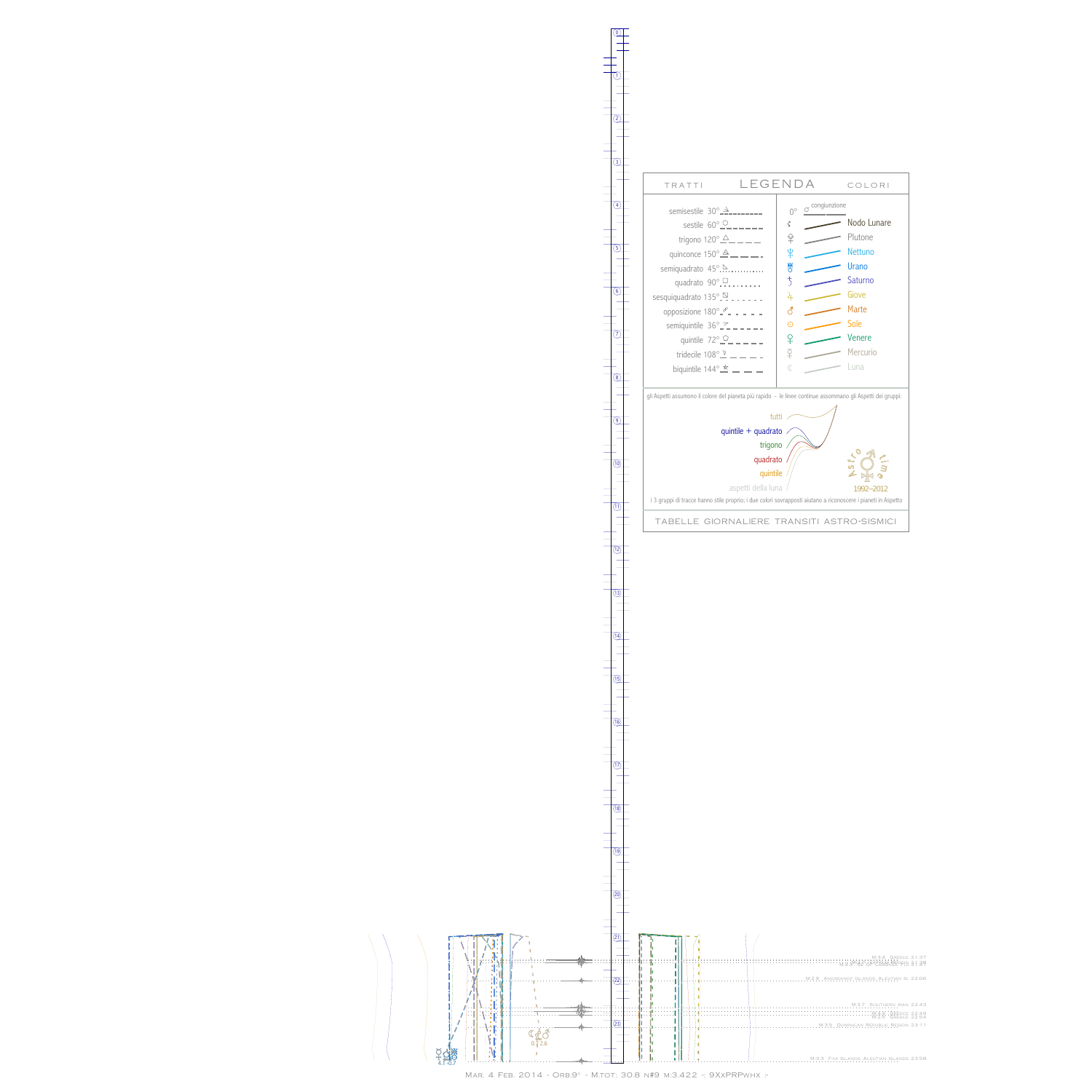## LEGENDA

TRATTI

- semisestile 30°
- sestile 60°
- trigono 120°
- quinconce 150°
- semiquadrato 45°
- quadrato 90°
- sesquiquadrato 135°
- opposizione 180°
- semiquintile 36°
- quintile 72°
- tridecile 108°
- biquintile 144°

COLORI

- 0° congiunzione
- Nodo Lunare
- Plutone
- Nettuno
- Urano
- Saturno
- Giove
- Marte
- Sole
- Venere
- Mercurio
- Luna

gli Aspetti assumono il colore del pianeta più rapido - le linee continue assommano gli Aspetti dei gruppi:

- tutti
- quintile + quadrato
- trigono
- quadrato
- quintile
- aspetti della luna

Astro time 1992–2012

i 3 gruppi di tracce hanno stile proprio; i due colori sovrapposti aiutano a riconoscere i pianeti in Aspetto

TABELLE GIORNALIERE TRANSITI ASTRO-SISMICI

M:3.4 Greece 21:37
M:2.9 Andreanof Islands, Aleutian Is. 22:06
M:3.7 Southern Iran 22:43
M:3.5 Dominican Republic Region 23:11
M:3.3 Fox Islands, Aleutian Islands 23:58

Mar. 4 Feb. 2014 - Orb:9° - M.tot: 30.8 n#9 m:3.422 :: 9XxPRPwhx ::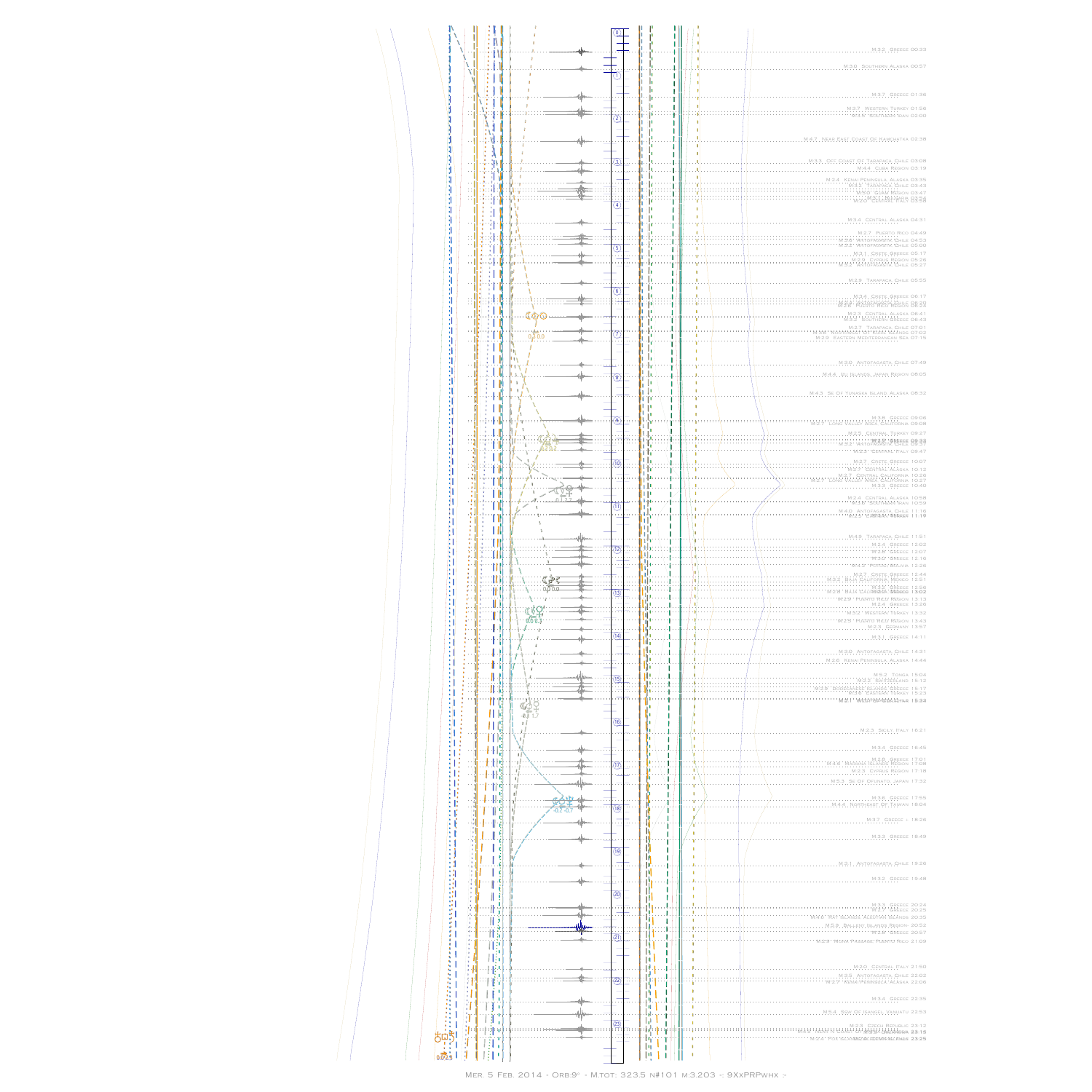M.3.2 Greece 00:33
M.3.0 Southern Alaska 00:57
M.3.7 Greece 01:36
M.3.7 Western Turkey 01:56
M.3.5 Southern Iran 02:00
M.4.7 Near East Coast Of Kamchatka 02:38
M.3.3 Off Coast Of Tarapaca Chile 03:08
M.4.4 Cuba Region 03:19
M.2.4 Kenai Peninsula Alaska 03:35
M.3.2 Tarapaca Chile 03:43
M.2.0 Central Italy 03:56
M.3.4 Central Alaska 04:31
M.2.7 Puerto Rico 04:49
M.3.2 Antofagasta Chile 05:00
M.3.1 Crete Greece 05:17
M.2.9 Cyprus Region 05:26
M.3.2 Antofagasta Chile 05:27
M.2.9 Tarapaca Chile 05:55
M.3.4 Crete Greece 06:17
M.2.6 Puerto Rico Region 06:23
M.2.3 Central Alaska 06:41
M.3.2 Southern Greece 06:43
M.2.7 Tarapaca Chile 07:01
M.2.9 Eastern Mediterranean Sea 07:15
M.3.0 Antofagasta Chile 07:49
M.4.6 Izu Islands Japan Region 08:05
M.4.3 SE Of Yunaska Island Alaska 08:32
M.3.8 Greece 09:06
M.2.7 Long Valley Area California 09:08
M.2.6 Central Turkey 09:27
M.3.2 Antofagasta Chile 09:37
M.2.3 Central Italy 09:47
M.2.7 Crete Greece 10:07
M.2.7 Central Alaska 10:12
M.3.7 Central California 10:26
M.2.7 Long Valley Area California 10:27
M.3.3 Greece 10:40
M.2.4 Central Alaska 10:58
M.3.6 Southern Iran 10:59
M.4.0 Antofagasta Chile 11:16
M.4.9 Tarapaca Chile 11:51
M.2.4 Greece 12:02
M.2.6 Greece 12:07
M.3.2 Greece 12:16
M.4.2 Potosi Bolivia 12:26
M.2.7 Crete Greece 12:44
M.3.0 Baja California Mexico 12:51
M.3.2 Greece 12:56
M.2.8 Baja California Mexico 13:02
M.2.9 Puerto Rico Region 13:13
M.2.4 Greece 13:26
M.3.2 Western Turkey 13:32
M.2.5 Puerto Rico Region 13:43
M.2.3 Germany 13:57
M.3.1 Greece 14:11
M.3.0 Antofagasta Chile 14:31
M.2.6 Kenai Peninsula Alaska 14:44
M.5.2 Tonga 15:04
M.2.3 Switzerland 15:12
M.3.2 Eastern Turkey 15:23
M.2.1 West Of Gibraltar 15:33
M.2.3 Sicily Italy 16:21
M.3.4 Greece 16:45
M.2.8 Greece 17:01
M.4.6 Mariana Islands Region 17:08
M.2.3 Cyprus Region 17:18
M.5.3 SE Of Ofunato Japan 17:32
M.3.6 Greece 17:55
M.4.4 Northwest Of Taiwan 18:04
M.3.7 Greece 18:26
M.3.3 Greece 18:49
M.3.1 Antofagasta Chile 19:26
M.3.2 Greece 19:48
M.3.3 Greece 20:24
M.3.1 Greece 20:25
M.4.6 Rat Islands Aleutian Islands 20:35
M.5.9 Balleny Islands Region 20:52
M.2.8 Greece 20:57
M.2.9 Mona Passage Puerto Rico 21:09
M.2.0 Central Italy 21:50
M.3.5 Antofagasta Chile 22:02
M.2.7 Kenai Peninsula Alaska 22:06
M.3.4 Greece 22:35
M.5.4 SSW Of Isangel Vanuatu 22:53
M.2.3 Czech Republic 23:12
M.2.4 Southern Alaska 23:25

Mer. 5 Feb. 2014 - Orb:9° - M.tot: 323.5 n#101 m:3.203 -: 9XxPRPwhx :-